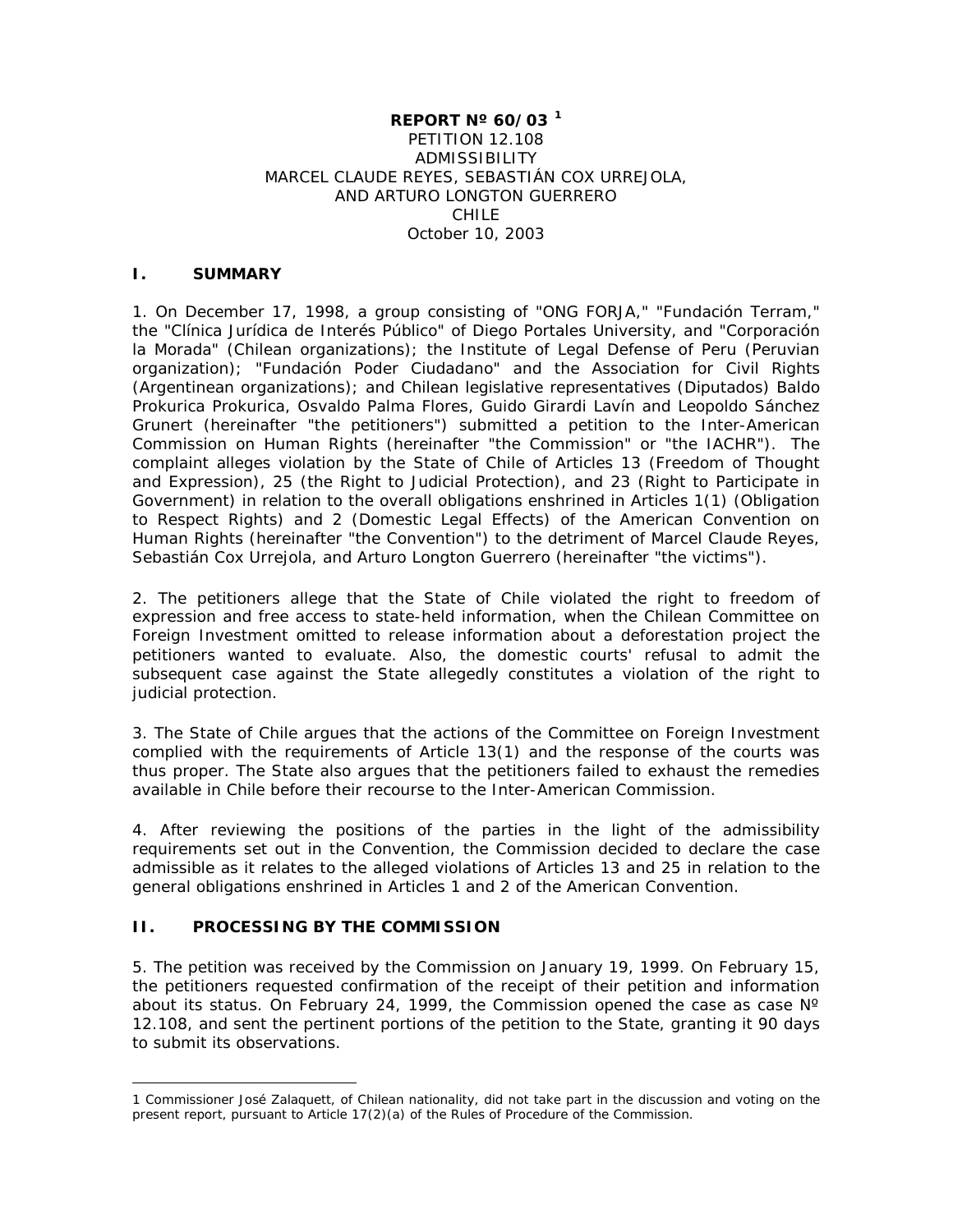**REPORT Nº 60/03 [1]**
PETITION 12.108
ADMISSIBILITY
MARCEL CLAUDE REYES, SEBASTIÁN COX URREJOLA,
AND ARTURO LONGTON GUERRERO
CHILE
October 10, 2003

## I. SUMMARY

1. On December 17, 1998, a group consisting of "ONG FORJA," "Fundación Terram," the "Clínica Jurídica de Interés Público" of Diego Portales University, and "Corporación la Morada" (Chilean organizations); the Institute of Legal Defense of Peru (Peruvian organization); "Fundación Poder Ciudadano" and the Association for Civil Rights (Argentinean organizations); and Chilean legislative representatives (Diputados) Baldo Prokurica Prokurica, Osvaldo Palma Flores, Guido Girardi Lavín and Leopoldo Sánchez Grunert (hereinafter "the petitioners") submitted a petition to the Inter-American Commission on Human Rights (hereinafter "the Commission" or "the IACHR"). The complaint alleges violation by the State of Chile of Articles 13 (Freedom of Thought and Expression), 25 (the Right to Judicial Protection), and 23 (Right to Participate in Government) in relation to the overall obligations enshrined in Articles 1(1) (Obligation to Respect Rights) and 2 (Domestic Legal Effects) of the American Convention on Human Rights (hereinafter "the Convention") to the detriment of Marcel Claude Reyes, Sebastián Cox Urrejola, and Arturo Longton Guerrero (hereinafter "the victims").

2. The petitioners allege that the State of Chile violated the right to freedom of expression and free access to state-held information, when the Chilean Committee on Foreign Investment omitted to release information about a deforestation project the petitioners wanted to evaluate. Also, the domestic courts' refusal to admit the subsequent case against the State allegedly constitutes a violation of the right to judicial protection.

3. The State of Chile argues that the actions of the Committee on Foreign Investment complied with the requirements of Article 13(1) and the response of the courts was thus proper. The State also argues that the petitioners failed to exhaust the remedies available in Chile before their recourse to the Inter-American Commission.

4. After reviewing the positions of the parties in the light of the admissibility requirements set out in the Convention, the Commission decided to declare the case admissible as it relates to the alleged violations of Articles 13 and 25 in relation to the general obligations enshrined in Articles 1 and 2 of the American Convention.

## II. PROCESSING BY THE COMMISSION

5. The petition was received by the Commission on January 19, 1999. On February 15, the petitioners requested confirmation of the receipt of their petition and information about its status. On February 24, 1999, the Commission opened the case as case Nº 12.108, and sent the pertinent portions of the petition to the State, granting it 90 days to submit its observations.

---

1 Commissioner José Zalaquett, of Chilean nationality, did not take part in the discussion and voting on the present report, pursuant to Article 17(2)(a) of the Rules of Procedure of the Commission.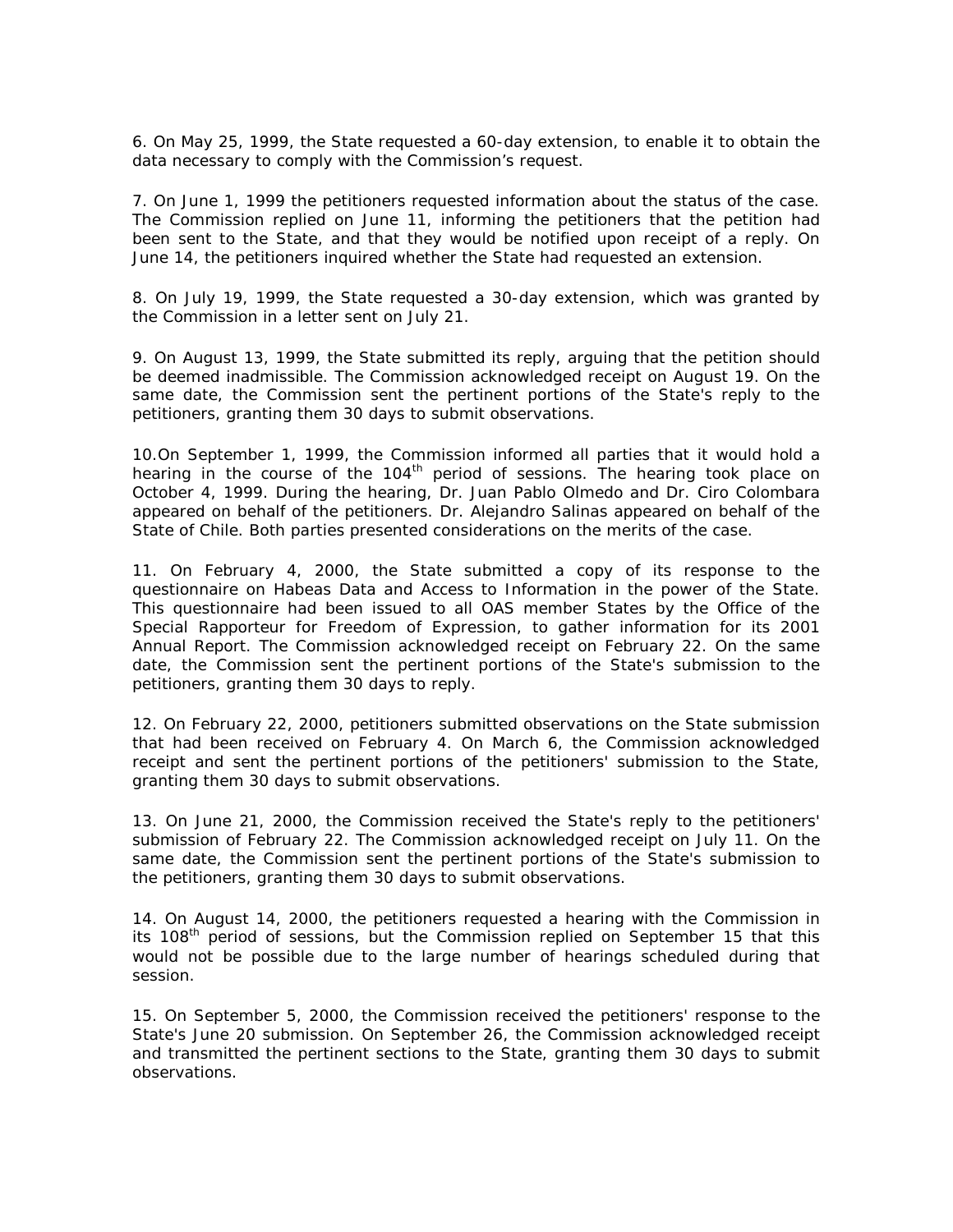6. On May 25, 1999, the State requested a 60-day extension, to enable it to obtain the data necessary to comply with the Commission's request.

7. On June 1, 1999 the petitioners requested information about the status of the case. The Commission replied on June 11, informing the petitioners that the petition had been sent to the State, and that they would be notified upon receipt of a reply. On June 14, the petitioners inquired whether the State had requested an extension.

8. On July 19, 1999, the State requested a 30-day extension, which was granted by the Commission in a letter sent on July 21.

9. On August 13, 1999, the State submitted its reply, arguing that the petition should be deemed inadmissible. The Commission acknowledged receipt on August 19. On the same date, the Commission sent the pertinent portions of the State's reply to the petitioners, granting them 30 days to submit observations.

10.On September 1, 1999, the Commission informed all parties that it would hold a hearing in the course of the 104th period of sessions. The hearing took place on October 4, 1999. During the hearing, Dr. Juan Pablo Olmedo and Dr. Ciro Colombara appeared on behalf of the petitioners. Dr. Alejandro Salinas appeared on behalf of the State of Chile. Both parties presented considerations on the merits of the case.

11. On February 4, 2000, the State submitted a copy of its response to the questionnaire on Habeas Data and Access to Information in the power of the State. This questionnaire had been issued to all OAS member States by the Office of the Special Rapporteur for Freedom of Expression, to gather information for its 2001 Annual Report. The Commission acknowledged receipt on February 22. On the same date, the Commission sent the pertinent portions of the State's submission to the petitioners, granting them 30 days to reply.

12. On February 22, 2000, petitioners submitted observations on the State submission that had been received on February 4. On March 6, the Commission acknowledged receipt and sent the pertinent portions of the petitioners' submission to the State, granting them 30 days to submit observations.

13. On June 21, 2000, the Commission received the State's reply to the petitioners' submission of February 22. The Commission acknowledged receipt on July 11. On the same date, the Commission sent the pertinent portions of the State's submission to the petitioners, granting them 30 days to submit observations.

14. On August 14, 2000, the petitioners requested a hearing with the Commission in its 108th period of sessions, but the Commission replied on September 15 that this would not be possible due to the large number of hearings scheduled during that session.

15. On September 5, 2000, the Commission received the petitioners' response to the State's June 20 submission. On September 26, the Commission acknowledged receipt and transmitted the pertinent sections to the State, granting them 30 days to submit observations.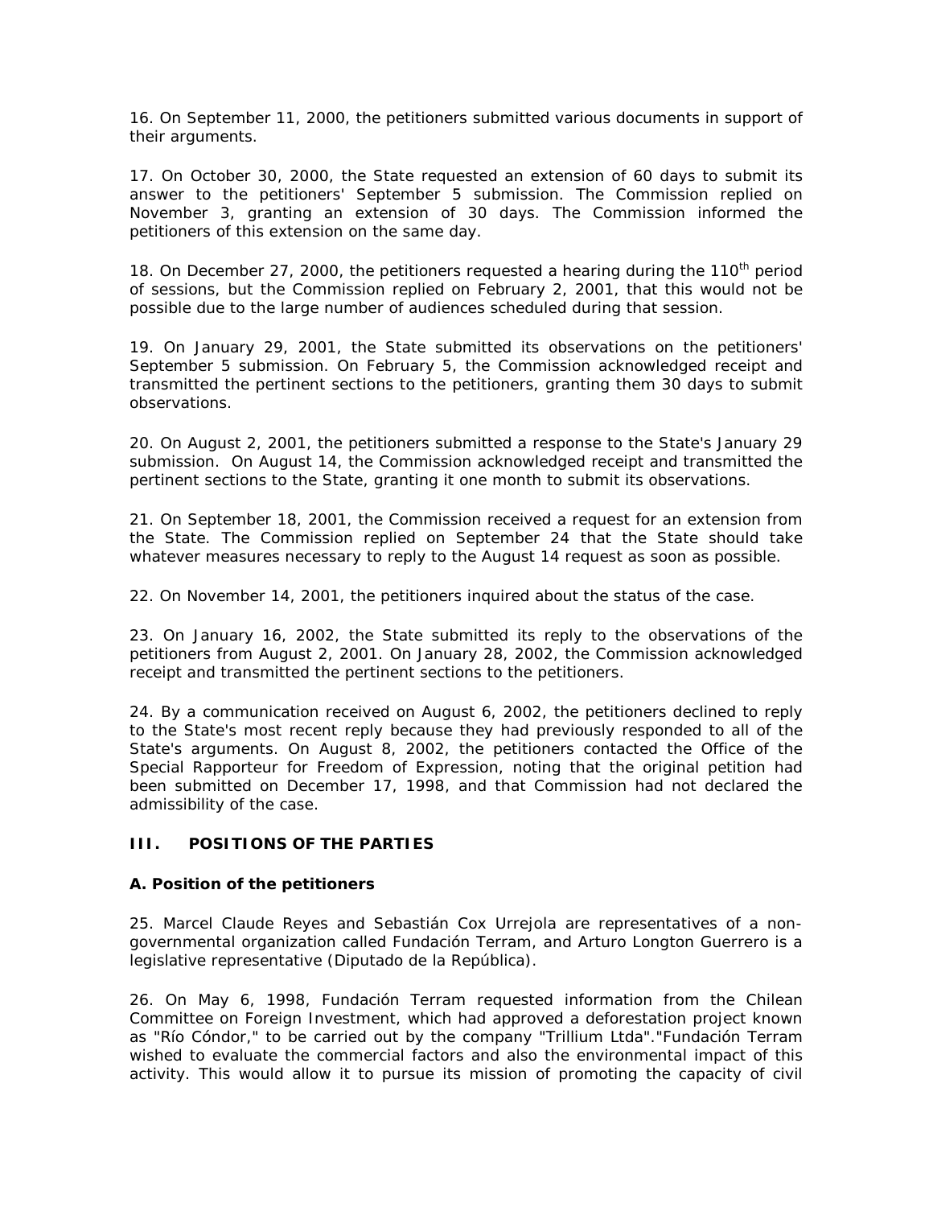16. On September 11, 2000, the petitioners submitted various documents in support of their arguments.

17. On October 30, 2000, the State requested an extension of 60 days to submit its answer to the petitioners' September 5 submission. The Commission replied on November 3, granting an extension of 30 days. The Commission informed the petitioners of this extension on the same day.

18. On December 27, 2000, the petitioners requested a hearing during the 110th period of sessions, but the Commission replied on February 2, 2001, that this would not be possible due to the large number of audiences scheduled during that session.

19. On January 29, 2001, the State submitted its observations on the petitioners' September 5 submission. On February 5, the Commission acknowledged receipt and transmitted the pertinent sections to the petitioners, granting them 30 days to submit observations.

20. On August 2, 2001, the petitioners submitted a response to the State's January 29 submission. On August 14, the Commission acknowledged receipt and transmitted the pertinent sections to the State, granting it one month to submit its observations.

21. On September 18, 2001, the Commission received a request for an extension from the State. The Commission replied on September 24 that the State should take whatever measures necessary to reply to the August 14 request as soon as possible.

22. On November 14, 2001, the petitioners inquired about the status of the case.

23. On January 16, 2002, the State submitted its reply to the observations of the petitioners from August 2, 2001. On January 28, 2002, the Commission acknowledged receipt and transmitted the pertinent sections to the petitioners.

24. By a communication received on August 6, 2002, the petitioners declined to reply to the State's most recent reply because they had previously responded to all of the State's arguments. On August 8, 2002, the petitioners contacted the Office of the Special Rapporteur for Freedom of Expression, noting that the original petition had been submitted on December 17, 1998, and that Commission had not declared the admissibility of the case.

## III. POSITIONS OF THE PARTIES

### A. Position of the petitioners

25. Marcel Claude Reyes and Sebastián Cox Urrejola are representatives of a non-governmental organization called Fundación Terram, and Arturo Longton Guerrero is a legislative representative (Diputado de la República).

26. On May 6, 1998, Fundación Terram requested information from the Chilean Committee on Foreign Investment, which had approved a deforestation project known as "Río Cóndor," to be carried out by the company "Trillium Ltda"."Fundación Terram wished to evaluate the commercial factors and also the environmental impact of this activity. This would allow it to pursue its mission of promoting the capacity of civil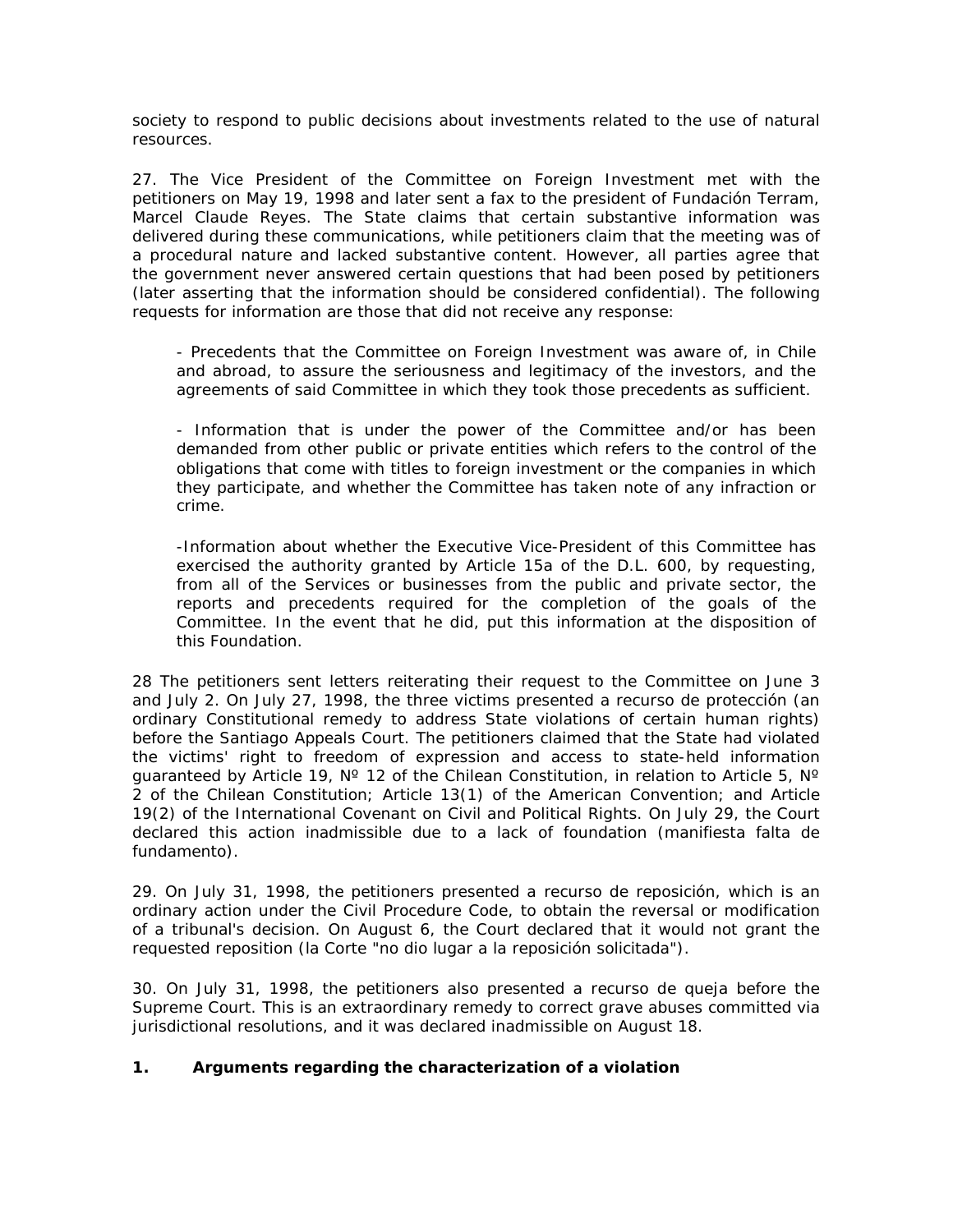society to respond to public decisions about investments related to the use of natural resources.

27. The Vice President of the Committee on Foreign Investment met with the petitioners on May 19, 1998 and later sent a fax to the president of Fundación Terram, Marcel Claude Reyes. The State claims that certain substantive information was delivered during these communications, while petitioners claim that the meeting was of a procedural nature and lacked substantive content. However, all parties agree that the government never answered certain questions that had been posed by petitioners (later asserting that the information should be considered confidential). The following requests for information are those that did not receive any response:

> - Precedents that the Committee on Foreign Investment was aware of, in Chile and abroad, to assure the seriousness and legitimacy of the investors, and the agreements of said Committee in which they took those precedents as sufficient.
>
> - Information that is under the power of the Committee and/or has been demanded from other public or private entities which refers to the control of the obligations that come with titles to foreign investment or the companies in which they participate, and whether the Committee has taken note of any infraction or crime.
>
> -Information about whether the Executive Vice-President of this Committee has exercised the authority granted by Article 15a of the D.L. 600, by requesting, from all of the Services or businesses from the public and private sector, the reports and precedents required for the completion of the goals of the Committee. In the event that he did, put this information at the disposition of this Foundation.

28 The petitioners sent letters reiterating their request to the Committee on June 3 and July 2. On July 27, 1998, the three victims presented a recurso de protección (an ordinary Constitutional remedy to address State violations of certain human rights) before the Santiago Appeals Court. The petitioners claimed that the State had violated the victims' right to freedom of expression and access to state-held information guaranteed by Article 19, Nº 12 of the Chilean Constitution, in relation to Article 5, Nº 2 of the Chilean Constitution; Article 13(1) of the American Convention; and Article 19(2) of the International Covenant on Civil and Political Rights. On July 29, the Court declared this action inadmissible due to a lack of foundation (manifiesta falta de fundamento).

29. On July 31, 1998, the petitioners presented a recurso de reposición, which is an ordinary action under the Civil Procedure Code, to obtain the reversal or modification of a tribunal's decision. On August 6, the Court declared that it would not grant the requested reposition (la Corte "no dio lugar a la reposición solicitada").

30. On July 31, 1998, the petitioners also presented a recurso de queja before the Supreme Court. This is an extraordinary remedy to correct grave abuses committed via jurisdictional resolutions, and it was declared inadmissible on August 18.

### 1. Arguments regarding the characterization of a violation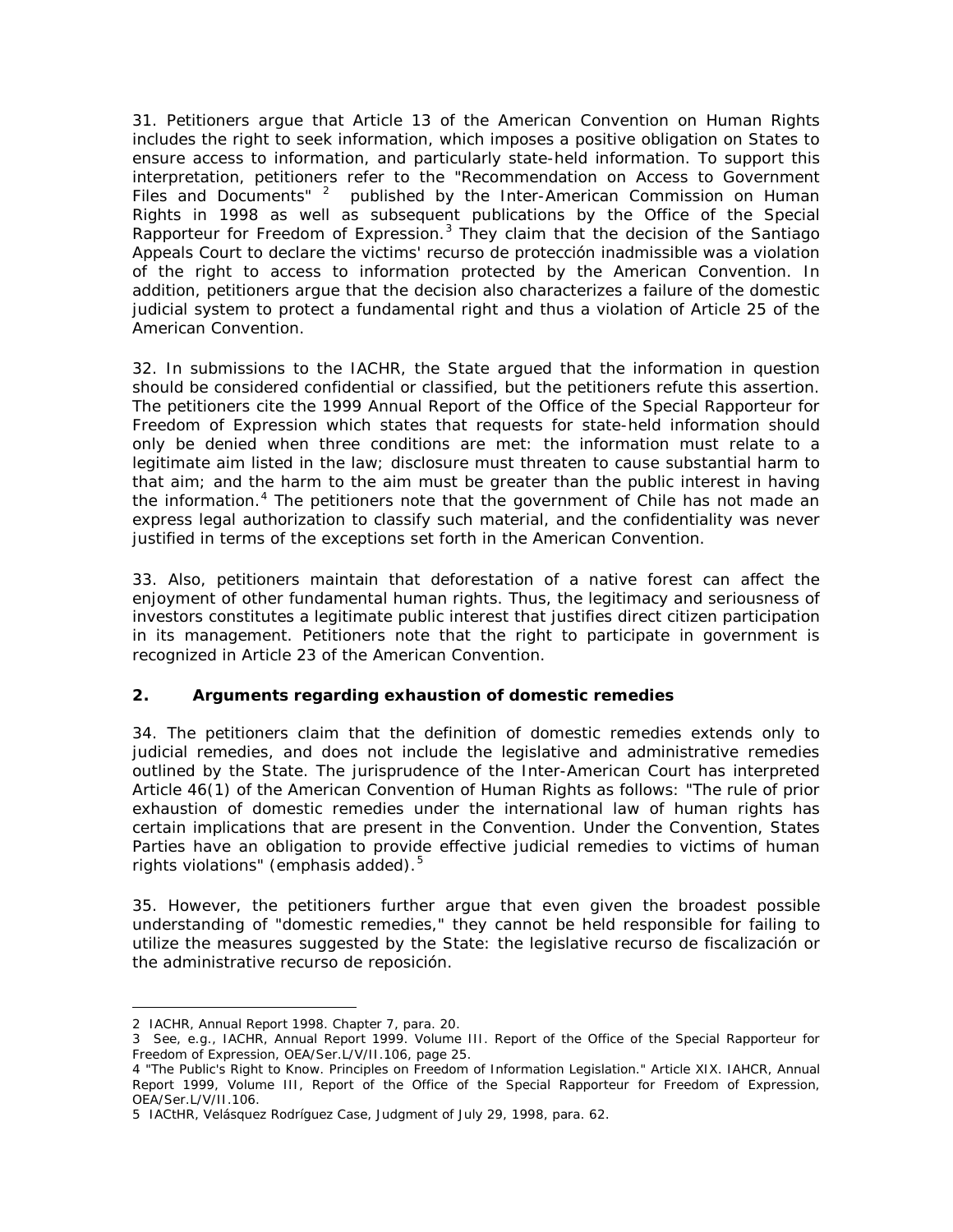31. Petitioners argue that Article 13 of the American Convention on Human Rights includes the right to seek information, which imposes a positive obligation on States to ensure access to information, and particularly state-held information. To support this interpretation, petitioners refer to the "Recommendation on Access to Government Files and Documents" [2] published by the Inter-American Commission on Human Rights in 1998 as well as subsequent publications by the Office of the Special Rapporteur for Freedom of Expression.[3] They claim that the decision of the Santiago Appeals Court to declare the victims' recurso de protección inadmissible was a violation of the right to access to information protected by the American Convention. In addition, petitioners argue that the decision also characterizes a failure of the domestic judicial system to protect a fundamental right and thus a violation of Article 25 of the American Convention.

32. In submissions to the IACHR, the State argued that the information in question should be considered confidential or classified, but the petitioners refute this assertion. The petitioners cite the 1999 Annual Report of the Office of the Special Rapporteur for Freedom of Expression which states that requests for state-held information should only be denied when three conditions are met: the information must relate to a legitimate aim listed in the law; disclosure must threaten to cause substantial harm to that aim; and the harm to the aim must be greater than the public interest in having the information.[4] The petitioners note that the government of Chile has not made an express legal authorization to classify such material, and the confidentiality was never justified in terms of the exceptions set forth in the American Convention.

33. Also, petitioners maintain that deforestation of a native forest can affect the enjoyment of other fundamental human rights. Thus, the legitimacy and seriousness of investors constitutes a legitimate public interest that justifies direct citizen participation in its management. Petitioners note that the right to participate in government is recognized in Article 23 of the American Convention.

## 2. Arguments regarding exhaustion of domestic remedies

34. The petitioners claim that the definition of domestic remedies extends only to judicial remedies, and does not include the legislative and administrative remedies outlined by the State. The jurisprudence of the Inter-American Court has interpreted Article 46(1) of the American Convention of Human Rights as follows: "The rule of prior exhaustion of domestic remedies under the international law of human rights has certain implications that are present in the Convention. Under the Convention, States Parties have an obligation to provide effective judicial remedies to victims of human rights violations" (emphasis added).[5]

35. However, the petitioners further argue that even given the broadest possible understanding of "domestic remedies," they cannot be held responsible for failing to utilize the measures suggested by the State: the legislative recurso de fiscalización or the administrative recurso de reposición.

---

2 IACHR, Annual Report 1998. Chapter 7, para. 20.

3 See, e.g., IACHR, Annual Report 1999. Volume III. Report of the Office of the Special Rapporteur for Freedom of Expression, OEA/Ser.L/V/II.106, page 25.

4 "The Public's Right to Know. Principles on Freedom of Information Legislation." Article XIX. IAHCR, Annual Report 1999, Volume III, Report of the Office of the Special Rapporteur for Freedom of Expression, OEA/Ser.L/V/II.106.

5 IACtHR, Velásquez Rodríguez Case, Judgment of July 29, 1998, para. 62.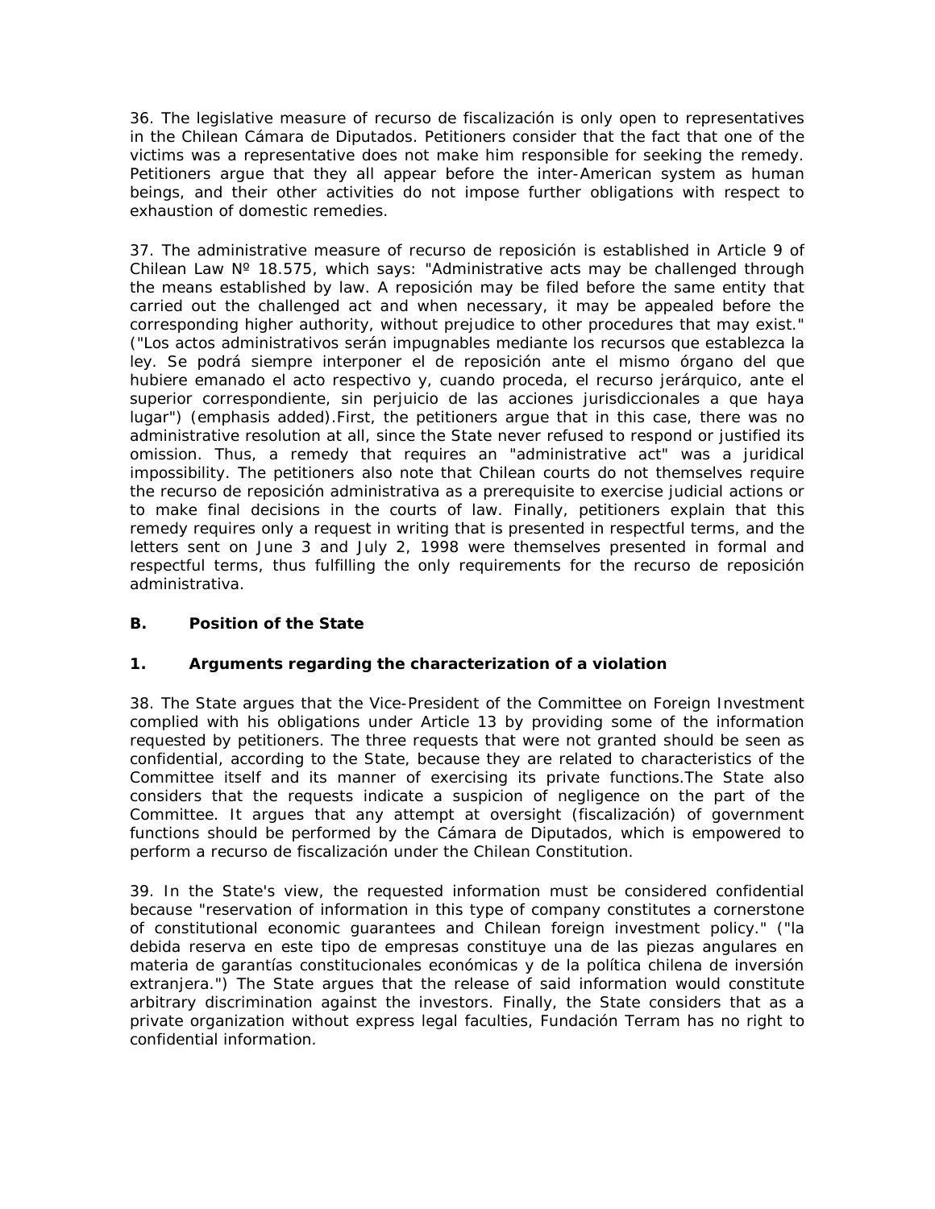36. The legislative measure of recurso de fiscalización is only open to representatives in the Chilean Cámara de Diputados. Petitioners consider that the fact that one of the victims was a representative does not make him responsible for seeking the remedy. Petitioners argue that they all appear before the inter-American system as human beings, and their other activities do not impose further obligations with respect to exhaustion of domestic remedies.

37. The administrative measure of recurso de reposición is established in Article 9 of Chilean Law Nº 18.575, which says: "Administrative acts may be challenged through the means established by law. A reposición may be filed before the same entity that carried out the challenged act and when necessary, it may be appealed before the corresponding higher authority, without prejudice to other procedures that may exist." ("Los actos administrativos serán impugnables mediante los recursos que establezca la ley. Se podrá siempre interponer el de reposición ante el mismo órgano del que hubiere emanado el acto respectivo y, cuando proceda, el recurso jerárquico, ante el superior correspondiente, sin perjuicio de las acciones jurisdiccionales a que haya lugar") (emphasis added).First, the petitioners argue that in this case, there was no administrative resolution at all, since the State never refused to respond or justified its omission. Thus, a remedy that requires an "administrative act" was a juridical impossibility. The petitioners also note that Chilean courts do not themselves require the recurso de reposición administrativa as a prerequisite to exercise judicial actions or to make final decisions in the courts of law. Finally, petitioners explain that this remedy requires only a request in writing that is presented in respectful terms, and the letters sent on June 3 and July 2, 1998 were themselves presented in formal and respectful terms, thus fulfilling the only requirements for the recurso de reposición administrativa.

## B. Position of the State

### 1. Arguments regarding the characterization of a violation

38. The State argues that the Vice-President of the Committee on Foreign Investment complied with his obligations under Article 13 by providing some of the information requested by petitioners. The three requests that were not granted should be seen as confidential, according to the State, because they are related to characteristics of the Committee itself and its manner of exercising its private functions.The State also considers that the requests indicate a suspicion of negligence on the part of the Committee. It argues that any attempt at oversight (fiscalización) of government functions should be performed by the Cámara de Diputados, which is empowered to perform a recurso de fiscalización under the Chilean Constitution.

39. In the State's view, the requested information must be considered confidential because "reservation of information in this type of company constitutes a cornerstone of constitutional economic guarantees and Chilean foreign investment policy." ("la debida reserva en este tipo de empresas constituye una de las piezas angulares en materia de garantías constitucionales económicas y de la política chilena de inversión extranjera.") The State argues that the release of said information would constitute arbitrary discrimination against the investors. Finally, the State considers that as a private organization without express legal faculties, Fundación Terram has no right to confidential information.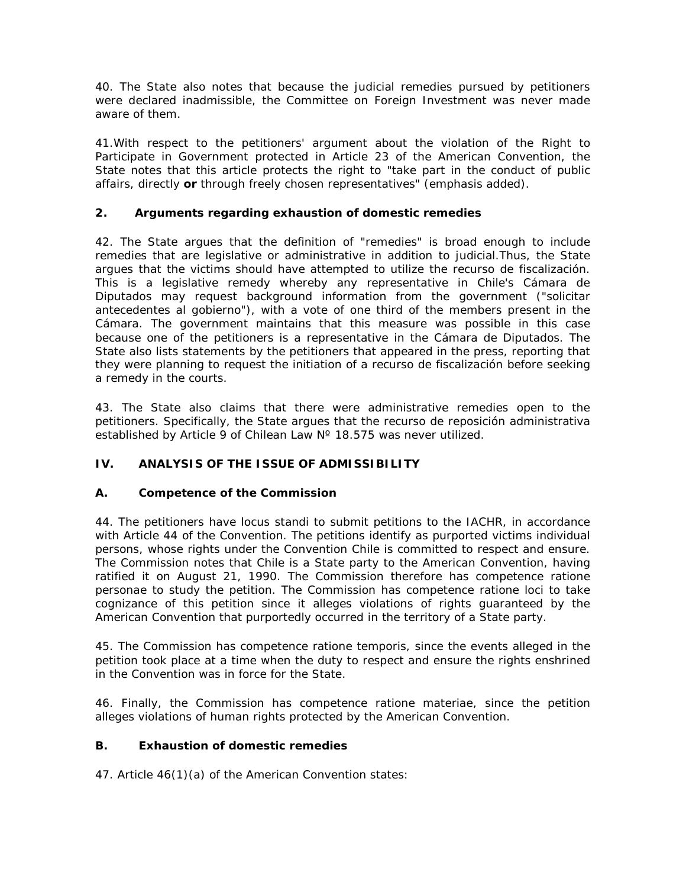40. The State also notes that because the judicial remedies pursued by petitioners were declared inadmissible, the Committee on Foreign Investment was never made aware of them.

41.With respect to the petitioners' argument about the violation of the Right to Participate in Government protected in Article 23 of the American Convention, the State notes that this article protects the right to "take part in the conduct of public affairs, directly **or** through freely chosen representatives" (emphasis added).

### 2. Arguments regarding exhaustion of domestic remedies

42. The State argues that the definition of "remedies" is broad enough to include remedies that are legislative or administrative in addition to judicial.Thus, the State argues that the victims should have attempted to utilize the recurso de fiscalización. This is a legislative remedy whereby any representative in Chile's Cámara de Diputados may request background information from the government ("solicitar antecedentes al gobierno"), with a vote of one third of the members present in the Cámara. The government maintains that this measure was possible in this case because one of the petitioners is a representative in the Cámara de Diputados. The State also lists statements by the petitioners that appeared in the press, reporting that they were planning to request the initiation of a recurso de fiscalización before seeking a remedy in the courts.

43. The State also claims that there were administrative remedies open to the petitioners. Specifically, the State argues that the recurso de reposición administrativa established by Article 9 of Chilean Law Nº 18.575 was never utilized.

## IV. ANALYSIS OF THE ISSUE OF ADMISSIBILITY

### A. Competence of the Commission

44. The petitioners have locus standi to submit petitions to the IACHR, in accordance with Article 44 of the Convention. The petitions identify as purported victims individual persons, whose rights under the Convention Chile is committed to respect and ensure. The Commission notes that Chile is a State party to the American Convention, having ratified it on August 21, 1990. The Commission therefore has competence ratione personae to study the petition. The Commission has competence ratione loci to take cognizance of this petition since it alleges violations of rights guaranteed by the American Convention that purportedly occurred in the territory of a State party.

45. The Commission has competence ratione temporis, since the events alleged in the petition took place at a time when the duty to respect and ensure the rights enshrined in the Convention was in force for the State.

46. Finally, the Commission has competence ratione materiae, since the petition alleges violations of human rights protected by the American Convention.

### B. Exhaustion of domestic remedies

47. Article 46(1)(a) of the American Convention states: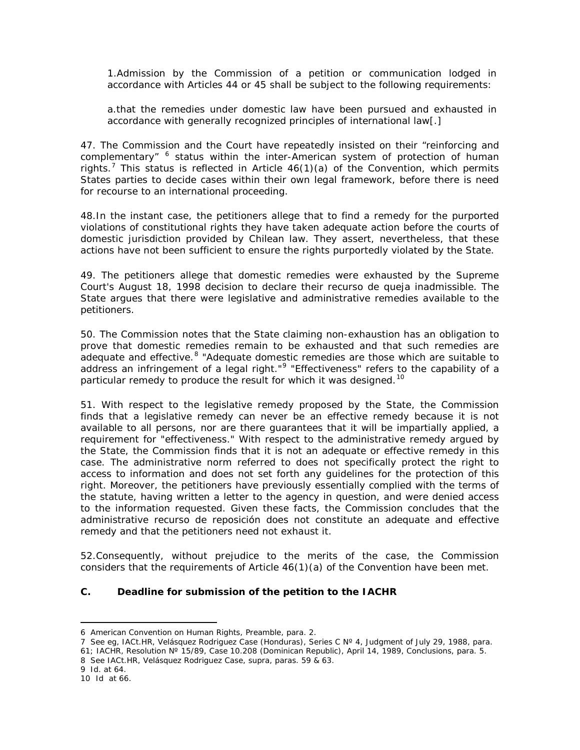> 1.Admission by the Commission of a petition or communication lodged in accordance with Articles 44 or 45 shall be subject to the following requirements:
>
> a.that the remedies under domestic law have been pursued and exhausted in accordance with generally recognized principles of international law[.]

47. The Commission and the Court have repeatedly insisted on their "reinforcing and complementary" [6] status within the inter-American system of protection of human rights.[7] This status is reflected in Article 46(1)(a) of the Convention, which permits States parties to decide cases within their own legal framework, before there is need for recourse to an international proceeding.

48.In the instant case, the petitioners allege that to find a remedy for the purported violations of constitutional rights they have taken adequate action before the courts of domestic jurisdiction provided by Chilean law. They assert, nevertheless, that these actions have not been sufficient to ensure the rights purportedly violated by the State.

49. The petitioners allege that domestic remedies were exhausted by the Supreme Court's August 18, 1998 decision to declare their recurso de queja inadmissible. The State argues that there were legislative and administrative remedies available to the petitioners.

50. The Commission notes that the State claiming non-exhaustion has an obligation to prove that domestic remedies remain to be exhausted and that such remedies are adequate and effective.[8] "Adequate domestic remedies are those which are suitable to address an infringement of a legal right."[9] "Effectiveness" refers to the capability of a particular remedy to produce the result for which it was designed.[10]

51. With respect to the legislative remedy proposed by the State, the Commission finds that a legislative remedy can never be an effective remedy because it is not available to all persons, nor are there guarantees that it will be impartially applied, a requirement for "effectiveness." With respect to the administrative remedy argued by the State, the Commission finds that it is not an adequate or effective remedy in this case. The administrative norm referred to does not specifically protect the right to access to information and does not set forth any guidelines for the protection of this right. Moreover, the petitioners have previously essentially complied with the terms of the statute, having written a letter to the agency in question, and were denied access to the information requested. Given these facts, the Commission concludes that the administrative recurso de reposición does not constitute an adequate and effective remedy and that the petitioners need not exhaust it.

52.Consequently, without prejudice to the merits of the case, the Commission considers that the requirements of Article 46(1)(a) of the Convention have been met.

### C. Deadline for submission of the petition to the IACHR

---

6 American Convention on Human Rights, Preamble, para. 2.

7 See eg, IACt.HR, Velásquez Rodriguez Case (Honduras), Series C Nº 4, Judgment of July 29, 1988, para. 61; IACHR, Resolution Nº 15/89, Case 10.208 (Dominican Republic), April 14, 1989, Conclusions, para. 5.

8 See IACt.HR, Velásquez Rodriguez Case, supra, paras. 59 & 63.

9 Id. at 64.

10 Id at 66.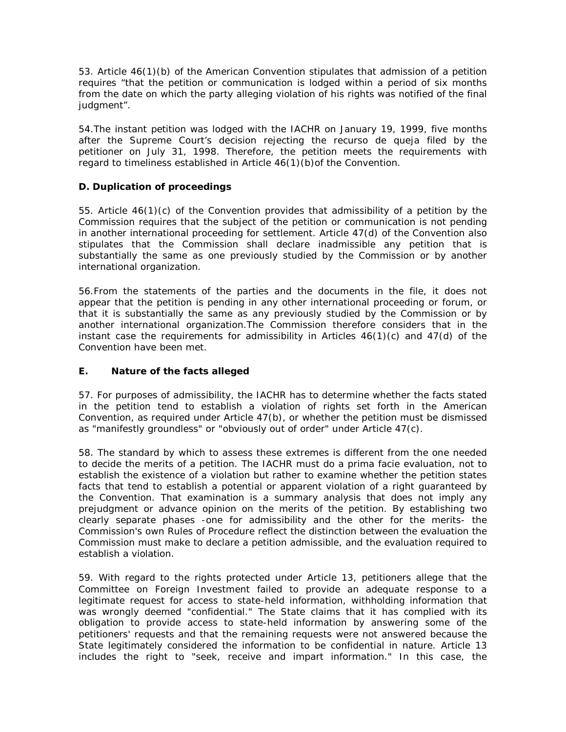53. Article 46(1)(b) of the American Convention stipulates that admission of a petition requires "that the petition or communication is lodged within a period of six months from the date on which the party alleging violation of his rights was notified of the final judgment".

54.The instant petition was lodged with the IACHR on January 19, 1999, five months after the Supreme Court's decision rejecting the recurso de queja filed by the petitioner on July 31, 1998. Therefore, the petition meets the requirements with regard to timeliness established in Article 46(1)(b)of the Convention.

### D. Duplication of proceedings

55. Article 46(1)(c) of the Convention provides that admissibility of a petition by the Commission requires that the subject of the petition or communication is not pending in another international proceeding for settlement. Article 47(d) of the Convention also stipulates that the Commission shall declare inadmissible any petition that is substantially the same as one previously studied by the Commission or by another international organization.

56.From the statements of the parties and the documents in the file, it does not appear that the petition is pending in any other international proceeding or forum, or that it is substantially the same as any previously studied by the Commission or by another international organization.The Commission therefore considers that in the instant case the requirements for admissibility in Articles 46(1)(c) and 47(d) of the Convention have been met.

### E. Nature of the facts alleged

57. For purposes of admissibility, the IACHR has to determine whether the facts stated in the petition tend to establish a violation of rights set forth in the American Convention, as required under Article 47(b), or whether the petition must be dismissed as "manifestly groundless" or "obviously out of order" under Article 47(c).

58. The standard by which to assess these extremes is different from the one needed to decide the merits of a petition. The IACHR must do a prima facie evaluation, not to establish the existence of a violation but rather to examine whether the petition states facts that tend to establish a potential or apparent violation of a right guaranteed by the Convention. That examination is a summary analysis that does not imply any prejudgment or advance opinion on the merits of the petition. By establishing two clearly separate phases -one for admissibility and the other for the merits- the Commission's own Rules of Procedure reflect the distinction between the evaluation the Commission must make to declare a petition admissible, and the evaluation required to establish a violation.

59. With regard to the rights protected under Article 13, petitioners allege that the Committee on Foreign Investment failed to provide an adequate response to a legitimate request for access to state-held information, withholding information that was wrongly deemed "confidential." The State claims that it has complied with its obligation to provide access to state-held information by answering some of the petitioners' requests and that the remaining requests were not answered because the State legitimately considered the information to be confidential in nature. Article 13 includes the right to "seek, receive and impart information." In this case, the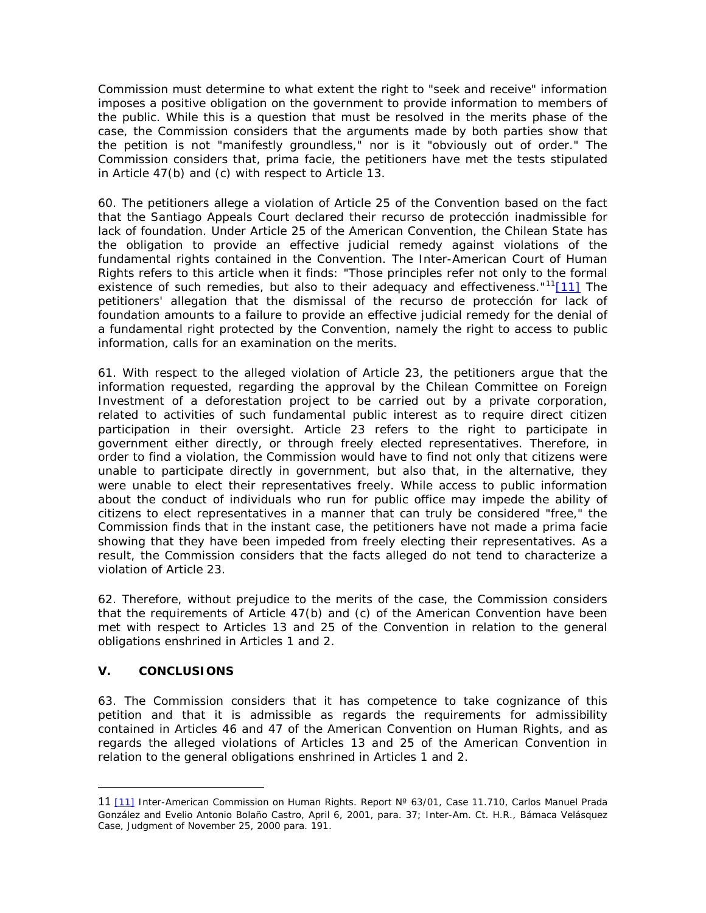Commission must determine to what extent the right to "seek and receive" information imposes a positive obligation on the government to provide information to members of the public. While this is a question that must be resolved in the merits phase of the case, the Commission considers that the arguments made by both parties show that the petition is not "manifestly groundless," nor is it "obviously out of order." The Commission considers that, prima facie, the petitioners have met the tests stipulated in Article 47(b) and (c) with respect to Article 13.

60. The petitioners allege a violation of Article 25 of the Convention based on the fact that the Santiago Appeals Court declared their recurso de protección inadmissible for lack of foundation. Under Article 25 of the American Convention, the Chilean State has the obligation to provide an effective judicial remedy against violations of the fundamental rights contained in the Convention. The Inter-American Court of Human Rights refers to this article when it finds: "Those principles refer not only to the formal existence of such remedies, but also to their adequacy and effectiveness."[11][11] The petitioners' allegation that the dismissal of the recurso de protección for lack of foundation amounts to a failure to provide an effective judicial remedy for the denial of a fundamental right protected by the Convention, namely the right to access to public information, calls for an examination on the merits.

61. With respect to the alleged violation of Article 23, the petitioners argue that the information requested, regarding the approval by the Chilean Committee on Foreign Investment of a deforestation project to be carried out by a private corporation, related to activities of such fundamental public interest as to require direct citizen participation in their oversight. Article 23 refers to the right to participate in government either directly, or through freely elected representatives. Therefore, in order to find a violation, the Commission would have to find not only that citizens were unable to participate directly in government, but also that, in the alternative, they were unable to elect their representatives freely. While access to public information about the conduct of individuals who run for public office may impede the ability of citizens to elect representatives in a manner that can truly be considered "free," the Commission finds that in the instant case, the petitioners have not made a prima facie showing that they have been impeded from freely electing their representatives. As a result, the Commission considers that the facts alleged do not tend to characterize a violation of Article 23.

62. Therefore, without prejudice to the merits of the case, the Commission considers that the requirements of Article 47(b) and (c) of the American Convention have been met with respect to Articles 13 and 25 of the Convention in relation to the general obligations enshrined in Articles 1 and 2.

## V. CONCLUSIONS

63. The Commission considers that it has competence to take cognizance of this petition and that it is admissible as regards the requirements for admissibility contained in Articles 46 and 47 of the American Convention on Human Rights, and as regards the alleged violations of Articles 13 and 25 of the American Convention in relation to the general obligations enshrined in Articles 1 and 2.

---

11 [11] Inter-American Commission on Human Rights. Report Nº 63/01, Case 11.710, Carlos Manuel Prada González and Evelio Antonio Bolaño Castro, April 6, 2001, para. 37; Inter-Am. Ct. H.R., Bámaca Velásquez Case, Judgment of November 25, 2000 para. 191.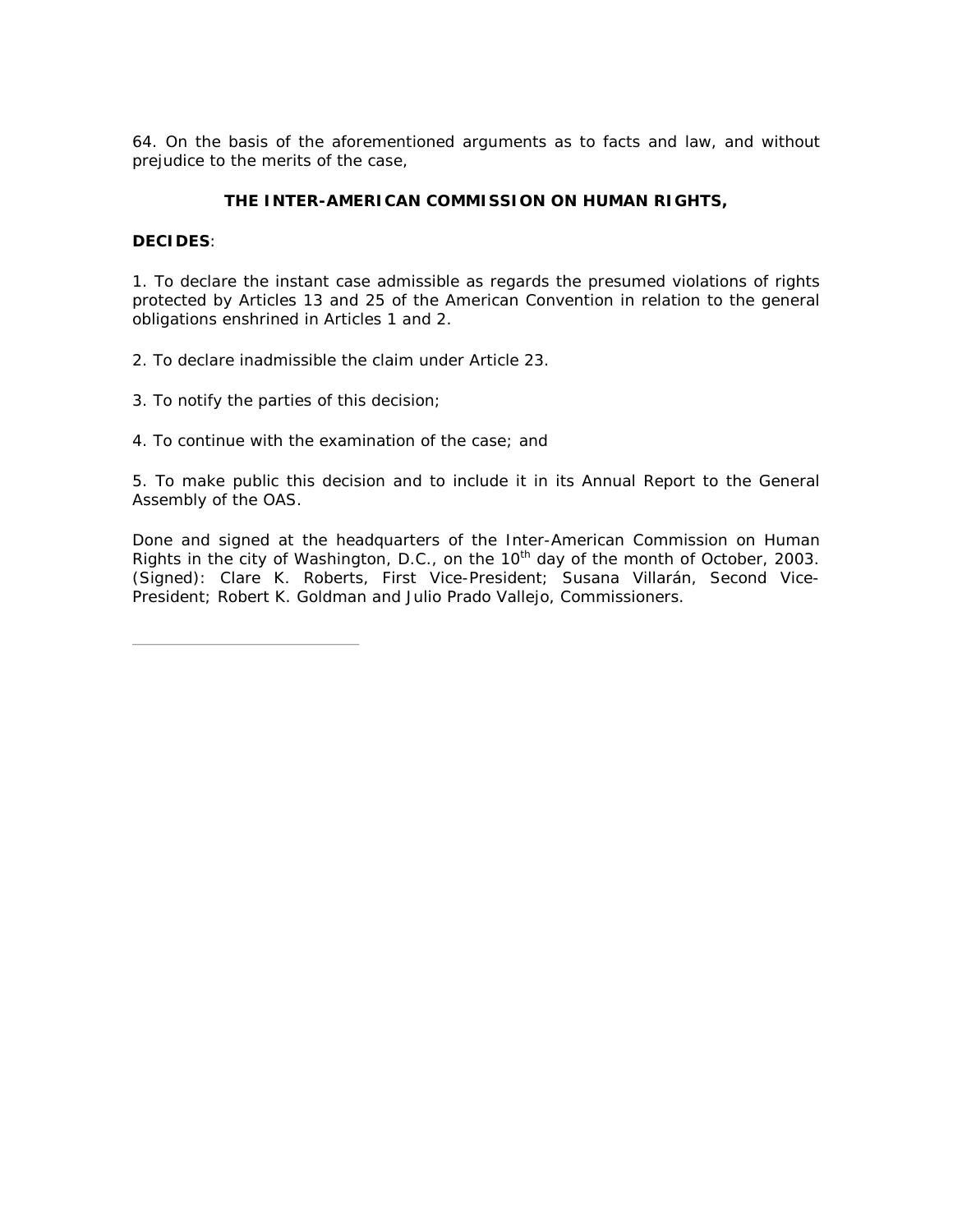64. On the basis of the aforementioned arguments as to facts and law, and without prejudice to the merits of the case,

**THE INTER-AMERICAN COMMISSION ON HUMAN RIGHTS,**

**DECIDES**:

1. To declare the instant case admissible as regards the presumed violations of rights protected by Articles 13 and 25 of the American Convention in relation to the general obligations enshrined in Articles 1 and 2.

2. To declare inadmissible the claim under Article 23.

3. To notify the parties of this decision;

4. To continue with the examination of the case; and

5. To make public this decision and to include it in its Annual Report to the General Assembly of the OAS.

Done and signed at the headquarters of the Inter-American Commission on Human Rights in the city of Washington, D.C., on the 10th day of the month of October, 2003. (Signed): Clare K. Roberts, First Vice-President; Susana Villarán, Second Vice-President; Robert K. Goldman and Julio Prado Vallejo, Commissioners.